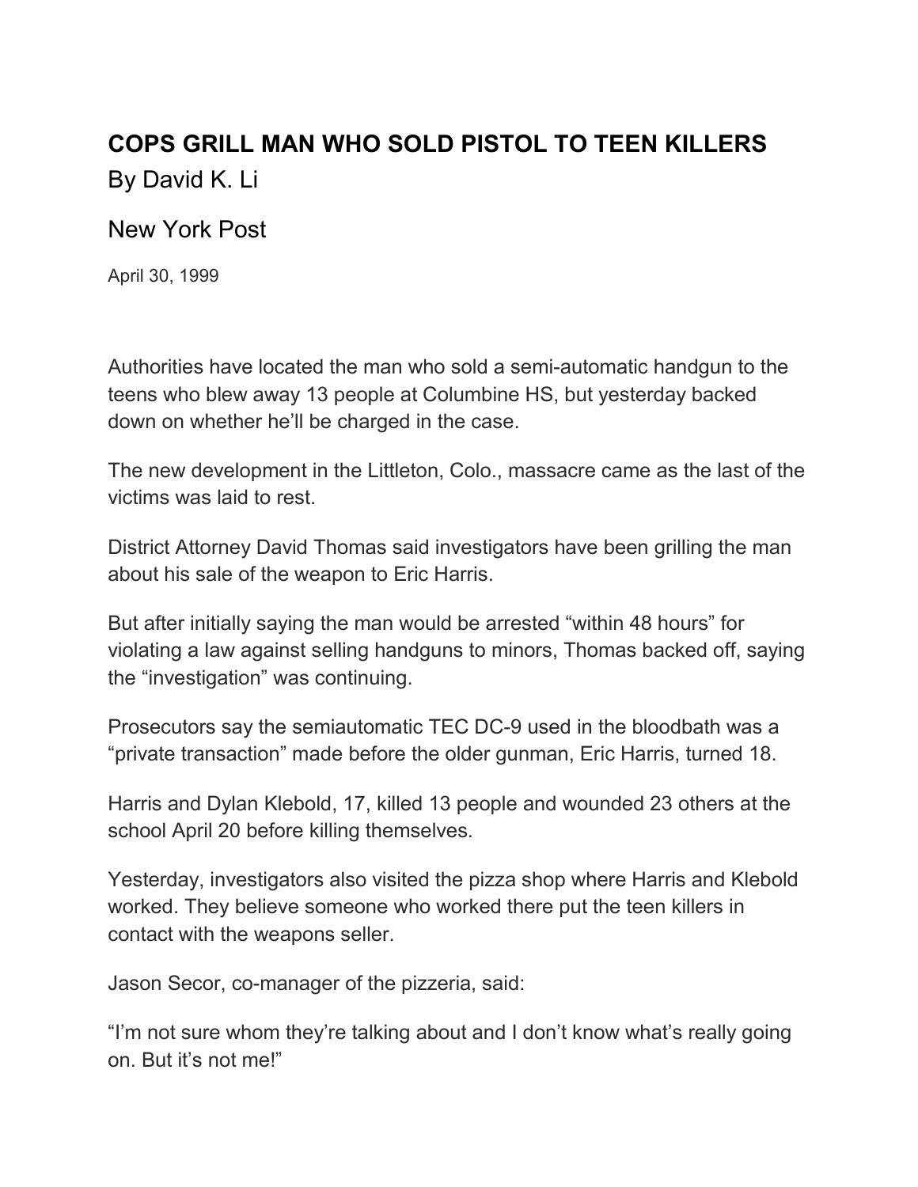# COPS GRILL MAN WHO SOLD PISTOL TO TEEN KILLERS

By David K. Li

New York Post

April 30, 1999

Authorities have located the man who sold a semi-automatic handgun to the teens who blew away 13 people at Columbine HS, but yesterday backed down on whether he'll be charged in the case.

The new development in the Littleton, Colo., massacre came as the last of the victims was laid to rest.

District Attorney David Thomas said investigators have been grilling the man about his sale of the weapon to Eric Harris.

But after initially saying the man would be arrested "within 48 hours" for violating a law against selling handguns to minors, Thomas backed off, saying the "investigation" was continuing.

Prosecutors say the semiautomatic TEC DC-9 used in the bloodbath was a "private transaction" made before the older gunman, Eric Harris, turned 18.

Harris and Dylan Klebold, 17, killed 13 people and wounded 23 others at the school April 20 before killing themselves.

Yesterday, investigators also visited the pizza shop where Harris and Klebold worked. They believe someone who worked there put the teen killers in contact with the weapons seller.

Jason Secor, co-manager of the pizzeria, said:

"I'm not sure whom they're talking about and I don't know what's really going on. But it's not me!"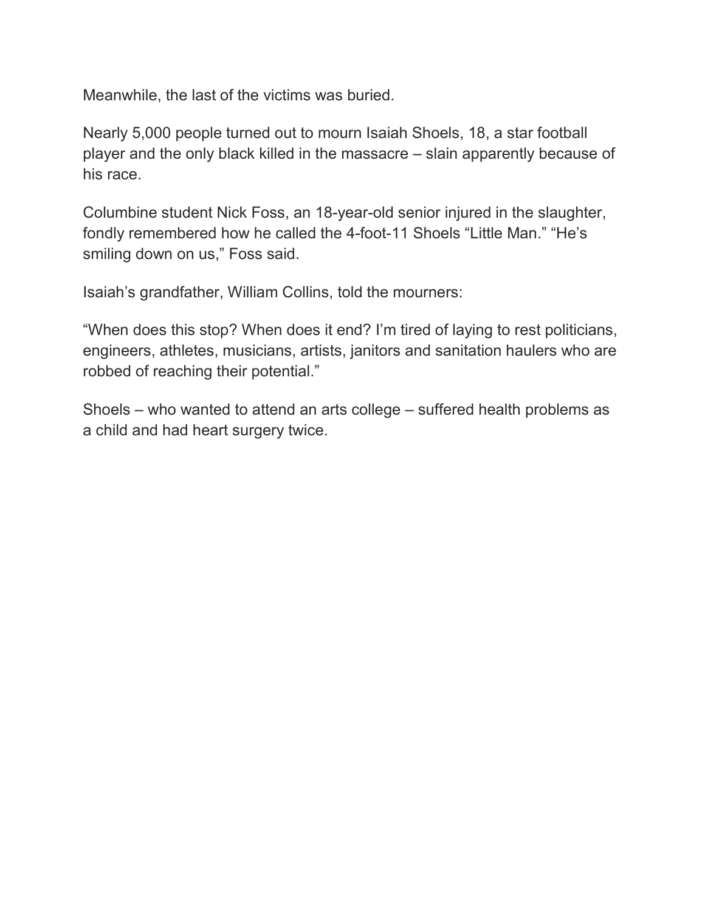Meanwhile, the last of the victims was buried.

Nearly 5,000 people turned out to mourn Isaiah Shoels, 18, a star football player and the only black killed in the massacre – slain apparently because of his race.

Columbine student Nick Foss, an 18-year-old senior injured in the slaughter, fondly remembered how he called the 4-foot-11 Shoels "Little Man." "He's smiling down on us," Foss said.

Isaiah's grandfather, William Collins, told the mourners:

"When does this stop? When does it end? I'm tired of laying to rest politicians, engineers, athletes, musicians, artists, janitors and sanitation haulers who are robbed of reaching their potential."

Shoels – who wanted to attend an arts college – suffered health problems as a child and had heart surgery twice.